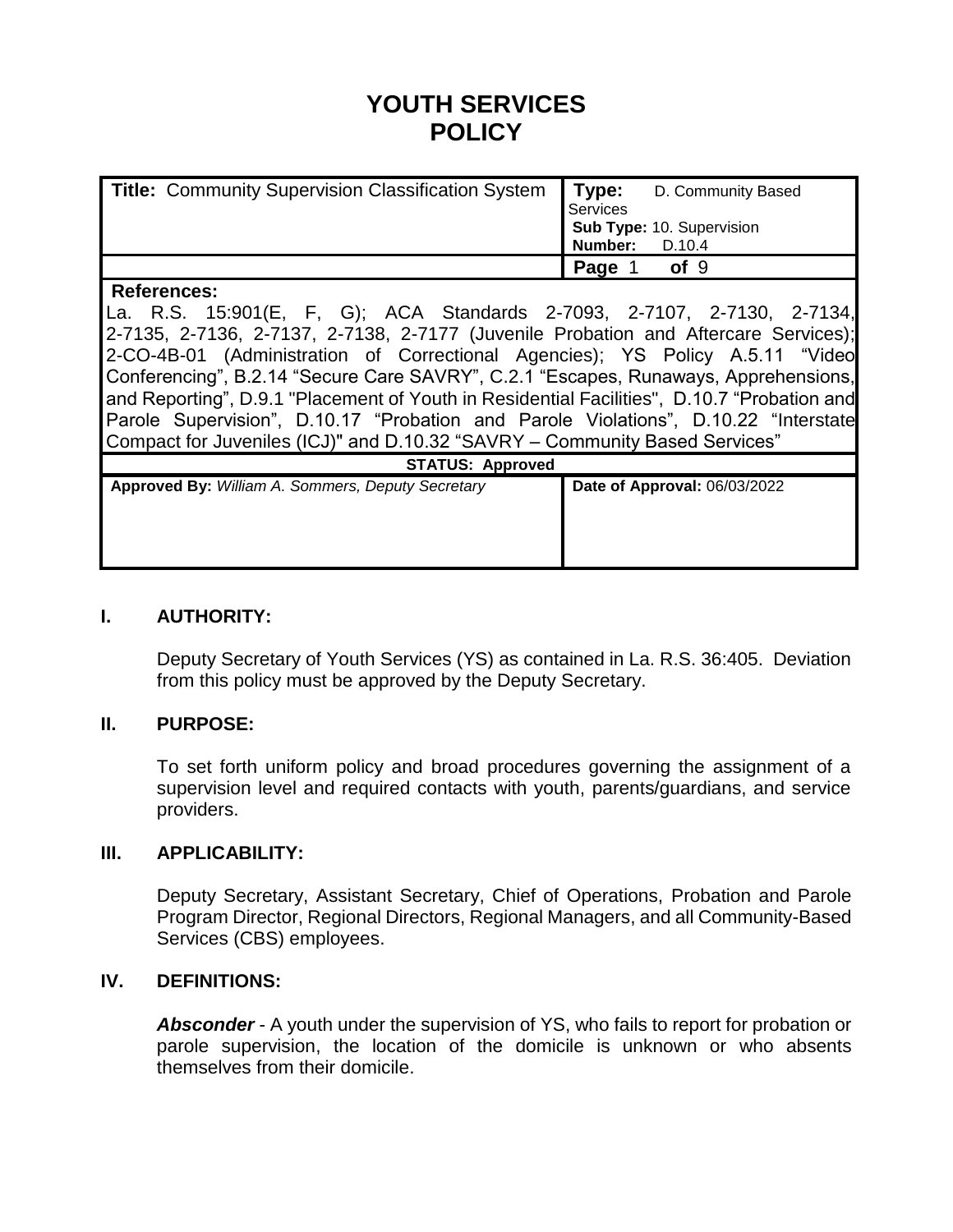# YOUTH SERVICES POLICY

| **Title:** Community Supervision Classification System | **Type:** D. Community Based Services<br>**Sub Type:** 10. Supervision<br>**Number:** D.10.4 |
|---|---|
| | **Page** 1 **of** 9 |

**References:**
La. R.S. 15:901(E, F, G); ACA Standards 2-7093, 2-7107, 2-7130, 2-7134, 2-7135, 2-7136, 2-7137, 2-7138, 2-7177 (Juvenile Probation and Aftercare Services); 2-CO-4B-01 (Administration of Correctional Agencies); YS Policy A.5.11 "Video Conferencing", B.2.14 "Secure Care SAVRY", C.2.1 "Escapes, Runaways, Apprehensions, and Reporting", D.9.1 "Placement of Youth in Residential Facilities", D.10.7 "Probation and Parole Supervision", D.10.17 "Probation and Parole Violations", D.10.22 "Interstate Compact for Juveniles (ICJ)" and D.10.32 "SAVRY – Community Based Services"

**STATUS: Approved**

| **Approved By:** *William A. Sommers, Deputy Secretary* | **Date of Approval:** 06/03/2022 |
|---|---|

## I. AUTHORITY:

Deputy Secretary of Youth Services (YS) as contained in La. R.S. 36:405. Deviation from this policy must be approved by the Deputy Secretary.

## II. PURPOSE:

To set forth uniform policy and broad procedures governing the assignment of a supervision level and required contacts with youth, parents/guardians, and service providers.

## III. APPLICABILITY:

Deputy Secretary, Assistant Secretary, Chief of Operations, Probation and Parole Program Director, Regional Directors, Regional Managers, and all Community-Based Services (CBS) employees.

## IV. DEFINITIONS:

***Absconder*** - A youth under the supervision of YS, who fails to report for probation or parole supervision, the location of the domicile is unknown or who absents themselves from their domicile.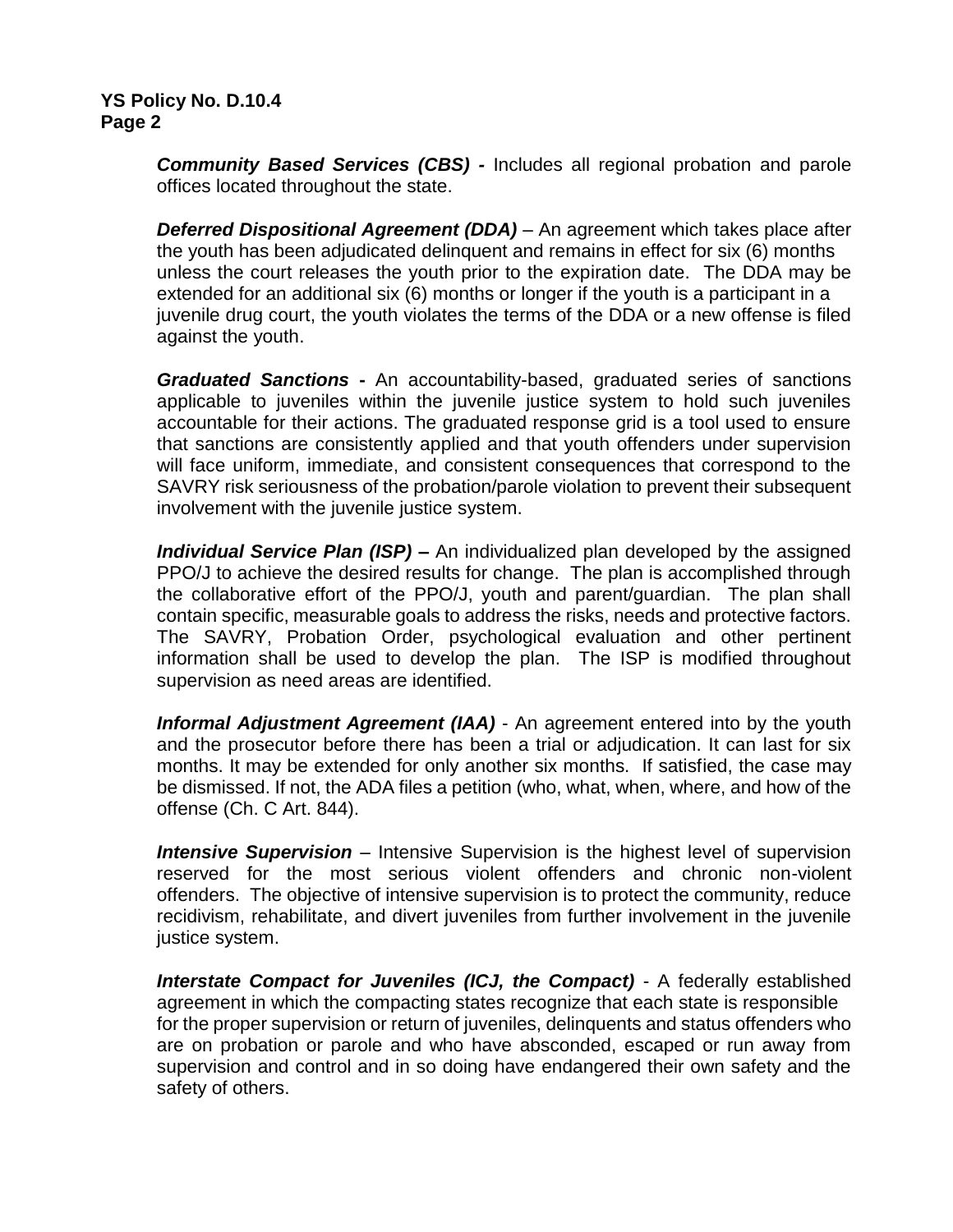***Community Based Services (CBS) -*** Includes all regional probation and parole offices located throughout the state.

***Deferred Dispositional Agreement (DDA)*** – An agreement which takes place after the youth has been adjudicated delinquent and remains in effect for six (6) months unless the court releases the youth prior to the expiration date. The DDA may be extended for an additional six (6) months or longer if the youth is a participant in a juvenile drug court, the youth violates the terms of the DDA or a new offense is filed against the youth.

***Graduated Sanctions -*** An accountability-based, graduated series of sanctions applicable to juveniles within the juvenile justice system to hold such juveniles accountable for their actions. The graduated response grid is a tool used to ensure that sanctions are consistently applied and that youth offenders under supervision will face uniform, immediate, and consistent consequences that correspond to the SAVRY risk seriousness of the probation/parole violation to prevent their subsequent involvement with the juvenile justice system.

***Individual Service Plan (ISP) –*** An individualized plan developed by the assigned PPO/J to achieve the desired results for change. The plan is accomplished through the collaborative effort of the PPO/J, youth and parent/guardian. The plan shall contain specific, measurable goals to address the risks, needs and protective factors. The SAVRY, Probation Order, psychological evaluation and other pertinent information shall be used to develop the plan. The ISP is modified throughout supervision as need areas are identified.

***Informal Adjustment Agreement (IAA)*** - An agreement entered into by the youth and the prosecutor before there has been a trial or adjudication. It can last for six months. It may be extended for only another six months. If satisfied, the case may be dismissed. If not, the ADA files a petition (who, what, when, where, and how of the offense (Ch. C Art. 844).

***Intensive Supervision*** – Intensive Supervision is the highest level of supervision reserved for the most serious violent offenders and chronic non-violent offenders. The objective of intensive supervision is to protect the community, reduce recidivism, rehabilitate, and divert juveniles from further involvement in the juvenile justice system.

***Interstate Compact for Juveniles (ICJ, the Compact)*** - A federally established agreement in which the compacting states recognize that each state is responsible for the proper supervision or return of juveniles, delinquents and status offenders who are on probation or parole and who have absconded, escaped or run away from supervision and control and in so doing have endangered their own safety and the safety of others.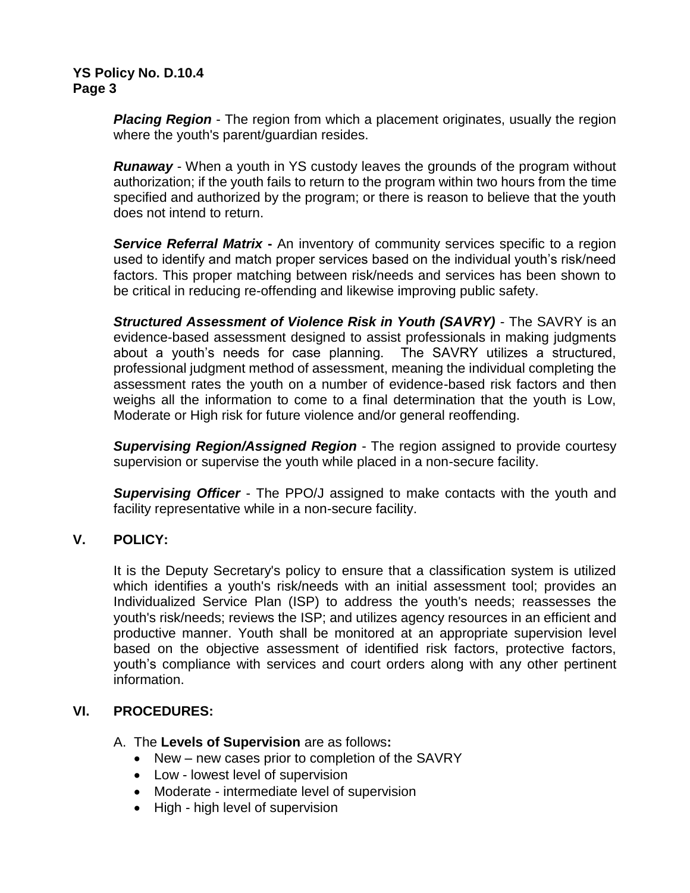***Placing Region*** - The region from which a placement originates, usually the region where the youth's parent/guardian resides.

***Runaway*** - When a youth in YS custody leaves the grounds of the program without authorization; if the youth fails to return to the program within two hours from the time specified and authorized by the program; or there is reason to believe that the youth does not intend to return.

***Service Referral Matrix* -** An inventory of community services specific to a region used to identify and match proper services based on the individual youth's risk/need factors. This proper matching between risk/needs and services has been shown to be critical in reducing re-offending and likewise improving public safety.

***Structured Assessment of Violence Risk in Youth (SAVRY)*** - The SAVRY is an evidence-based assessment designed to assist professionals in making judgments about a youth's needs for case planning. The SAVRY utilizes a structured, professional judgment method of assessment, meaning the individual completing the assessment rates the youth on a number of evidence-based risk factors and then weighs all the information to come to a final determination that the youth is Low, Moderate or High risk for future violence and/or general reoffending.

***Supervising Region/Assigned Region*** - The region assigned to provide courtesy supervision or supervise the youth while placed in a non-secure facility.

***Supervising Officer*** - The PPO/J assigned to make contacts with the youth and facility representative while in a non-secure facility.

## V. POLICY:

It is the Deputy Secretary's policy to ensure that a classification system is utilized which identifies a youth's risk/needs with an initial assessment tool; provides an Individualized Service Plan (ISP) to address the youth's needs; reassesses the youth's risk/needs; reviews the ISP; and utilizes agency resources in an efficient and productive manner. Youth shall be monitored at an appropriate supervision level based on the objective assessment of identified risk factors, protective factors, youth's compliance with services and court orders along with any other pertinent information.

## VI. PROCEDURES:

A. The **Levels of Supervision** are as follows**:**

- New – new cases prior to completion of the SAVRY
- Low - lowest level of supervision
- Moderate - intermediate level of supervision
- High - high level of supervision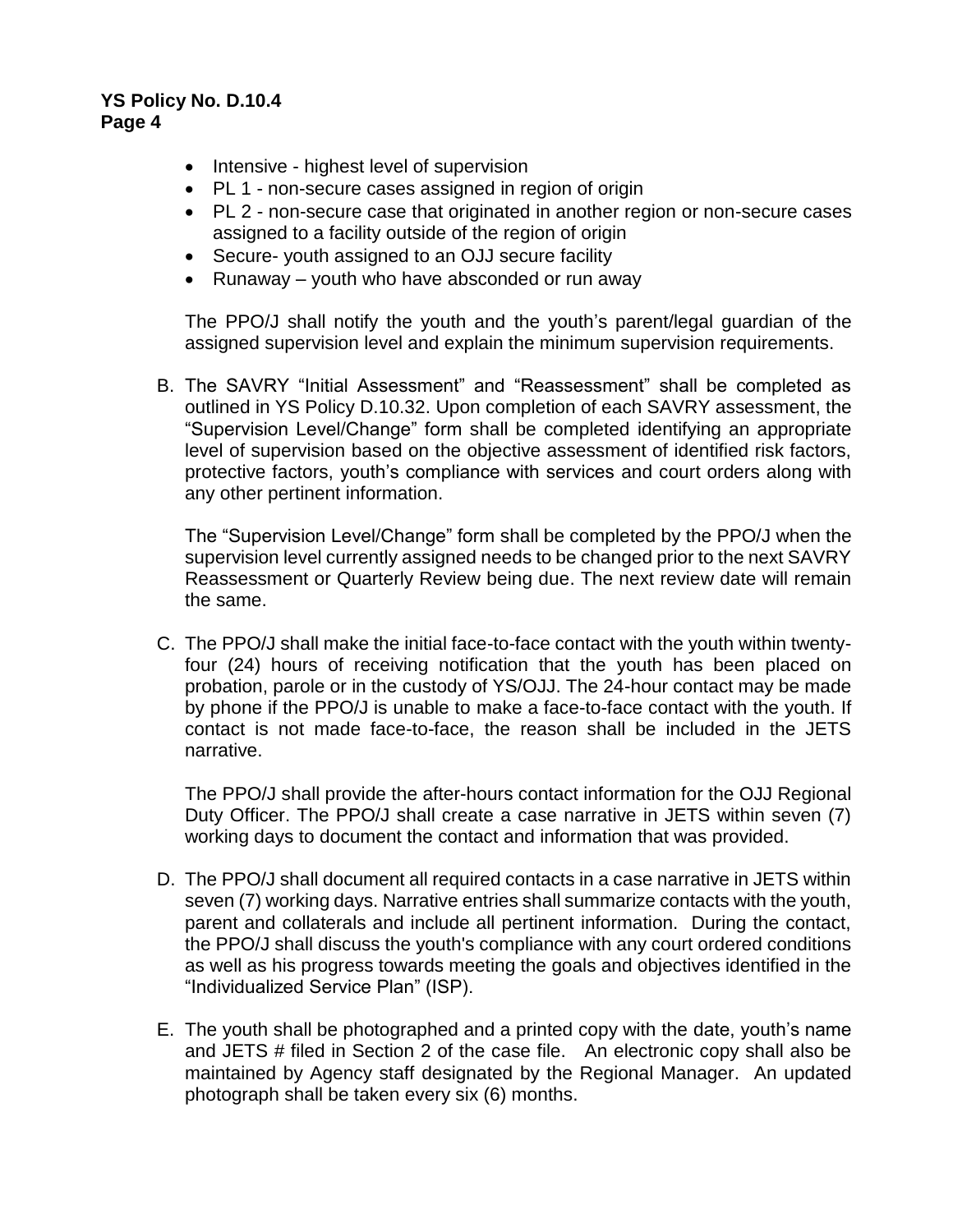- Intensive - highest level of supervision
- PL 1 - non-secure cases assigned in region of origin
- PL 2 - non-secure case that originated in another region or non-secure cases assigned to a facility outside of the region of origin
- Secure- youth assigned to an OJJ secure facility
- Runaway – youth who have absconded or run away

The PPO/J shall notify the youth and the youth's parent/legal guardian of the assigned supervision level and explain the minimum supervision requirements.

B. The SAVRY "Initial Assessment" and "Reassessment" shall be completed as outlined in YS Policy D.10.32. Upon completion of each SAVRY assessment, the "Supervision Level/Change" form shall be completed identifying an appropriate level of supervision based on the objective assessment of identified risk factors, protective factors, youth's compliance with services and court orders along with any other pertinent information.

   The "Supervision Level/Change" form shall be completed by the PPO/J when the supervision level currently assigned needs to be changed prior to the next SAVRY Reassessment or Quarterly Review being due. The next review date will remain the same.

C. The PPO/J shall make the initial face-to-face contact with the youth within twenty-four (24) hours of receiving notification that the youth has been placed on probation, parole or in the custody of YS/OJJ. The 24-hour contact may be made by phone if the PPO/J is unable to make a face-to-face contact with the youth. If contact is not made face-to-face, the reason shall be included in the JETS narrative.

   The PPO/J shall provide the after-hours contact information for the OJJ Regional Duty Officer. The PPO/J shall create a case narrative in JETS within seven (7) working days to document the contact and information that was provided.

D. The PPO/J shall document all required contacts in a case narrative in JETS within seven (7) working days. Narrative entries shall summarize contacts with the youth, parent and collaterals and include all pertinent information. During the contact, the PPO/J shall discuss the youth's compliance with any court ordered conditions as well as his progress towards meeting the goals and objectives identified in the "Individualized Service Plan" (ISP).

E. The youth shall be photographed and a printed copy with the date, youth's name and JETS # filed in Section 2 of the case file. An electronic copy shall also be maintained by Agency staff designated by the Regional Manager. An updated photograph shall be taken every six (6) months.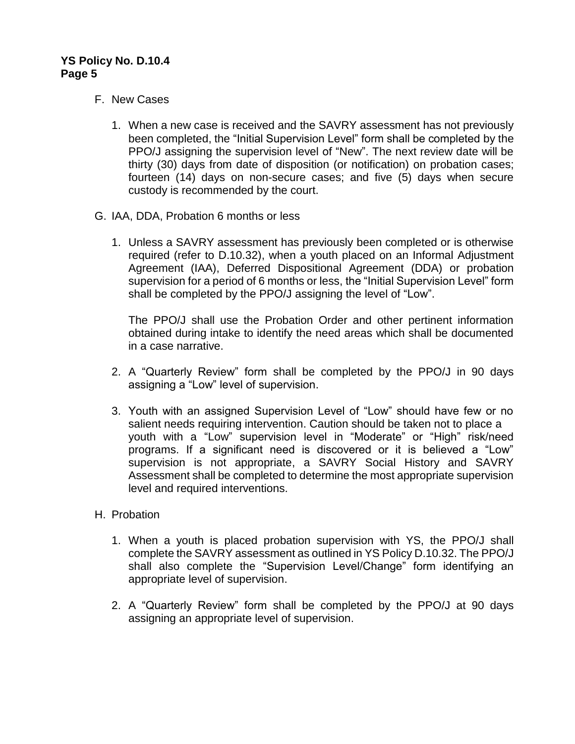F. New Cases

1. When a new case is received and the SAVRY assessment has not previously been completed, the "Initial Supervision Level" form shall be completed by the PPO/J assigning the supervision level of "New". The next review date will be thirty (30) days from date of disposition (or notification) on probation cases; fourteen (14) days on non-secure cases; and five (5) days when secure custody is recommended by the court.

G. IAA, DDA, Probation 6 months or less

1. Unless a SAVRY assessment has previously been completed or is otherwise required (refer to D.10.32), when a youth placed on an Informal Adjustment Agreement (IAA), Deferred Dispositional Agreement (DDA) or probation supervision for a period of 6 months or less, the "Initial Supervision Level" form shall be completed by the PPO/J assigning the level of "Low".

   The PPO/J shall use the Probation Order and other pertinent information obtained during intake to identify the need areas which shall be documented in a case narrative.

2. A "Quarterly Review" form shall be completed by the PPO/J in 90 days assigning a "Low" level of supervision.

3. Youth with an assigned Supervision Level of "Low" should have few or no salient needs requiring intervention. Caution should be taken not to place a youth with a "Low" supervision level in "Moderate" or "High" risk/need programs. If a significant need is discovered or it is believed a "Low" supervision is not appropriate, a SAVRY Social History and SAVRY Assessment shall be completed to determine the most appropriate supervision level and required interventions.

H. Probation

1. When a youth is placed probation supervision with YS, the PPO/J shall complete the SAVRY assessment as outlined in YS Policy D.10.32. The PPO/J shall also complete the "Supervision Level/Change" form identifying an appropriate level of supervision.

2. A "Quarterly Review" form shall be completed by the PPO/J at 90 days assigning an appropriate level of supervision.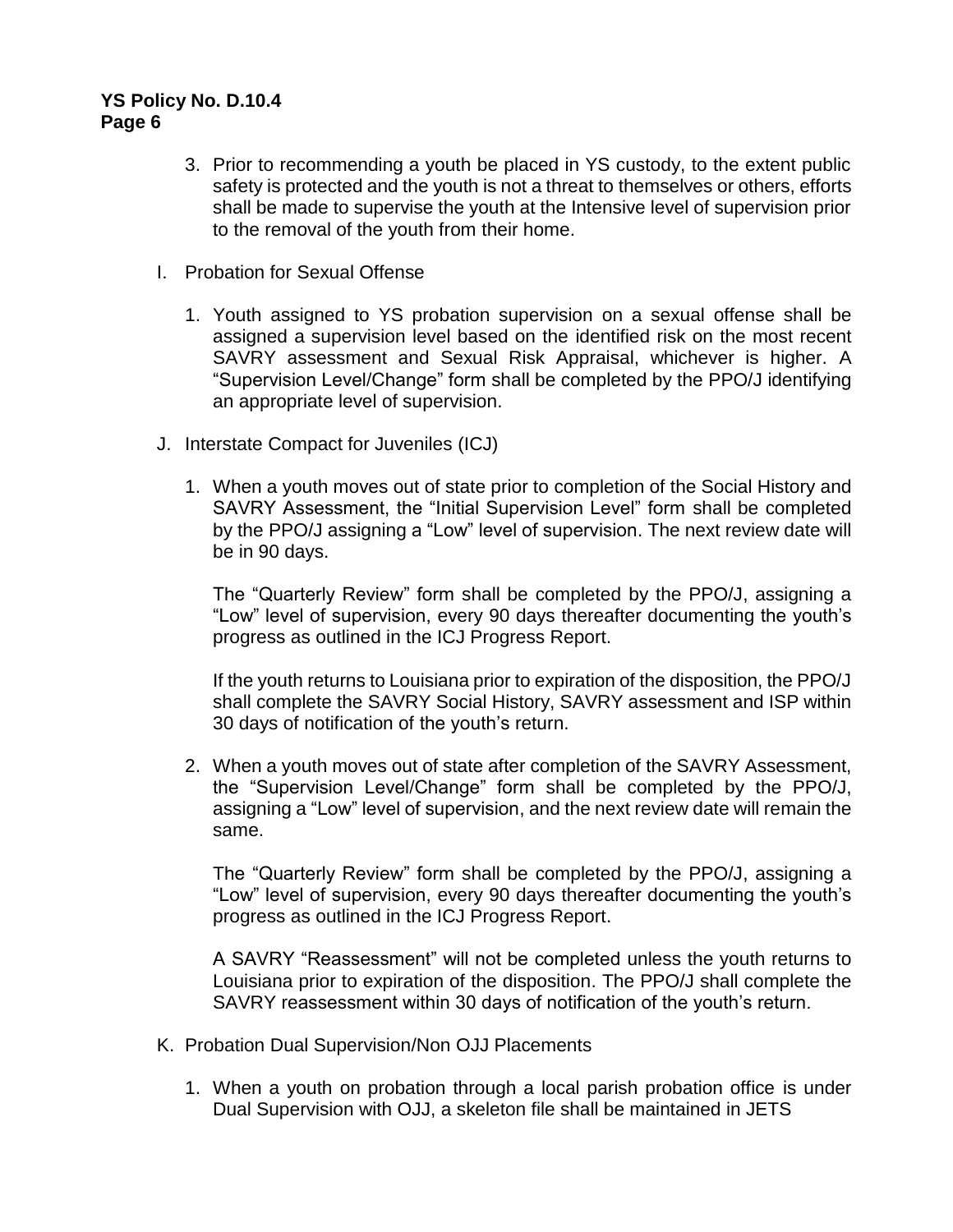3. Prior to recommending a youth be placed in YS custody, to the extent public safety is protected and the youth is not a threat to themselves or others, efforts shall be made to supervise the youth at the Intensive level of supervision prior to the removal of the youth from their home.

I. Probation for Sexual Offense

1. Youth assigned to YS probation supervision on a sexual offense shall be assigned a supervision level based on the identified risk on the most recent SAVRY assessment and Sexual Risk Appraisal, whichever is higher. A "Supervision Level/Change" form shall be completed by the PPO/J identifying an appropriate level of supervision.

J. Interstate Compact for Juveniles (ICJ)

1. When a youth moves out of state prior to completion of the Social History and SAVRY Assessment, the "Initial Supervision Level" form shall be completed by the PPO/J assigning a "Low" level of supervision. The next review date will be in 90 days.

   The "Quarterly Review" form shall be completed by the PPO/J, assigning a "Low" level of supervision, every 90 days thereafter documenting the youth's progress as outlined in the ICJ Progress Report.

   If the youth returns to Louisiana prior to expiration of the disposition, the PPO/J shall complete the SAVRY Social History, SAVRY assessment and ISP within 30 days of notification of the youth's return.

2. When a youth moves out of state after completion of the SAVRY Assessment, the "Supervision Level/Change" form shall be completed by the PPO/J, assigning a "Low" level of supervision, and the next review date will remain the same.

   The "Quarterly Review" form shall be completed by the PPO/J, assigning a "Low" level of supervision, every 90 days thereafter documenting the youth's progress as outlined in the ICJ Progress Report.

   A SAVRY "Reassessment" will not be completed unless the youth returns to Louisiana prior to expiration of the disposition. The PPO/J shall complete the SAVRY reassessment within 30 days of notification of the youth's return.

K. Probation Dual Supervision/Non OJJ Placements

1. When a youth on probation through a local parish probation office is under Dual Supervision with OJJ, a skeleton file shall be maintained in JETS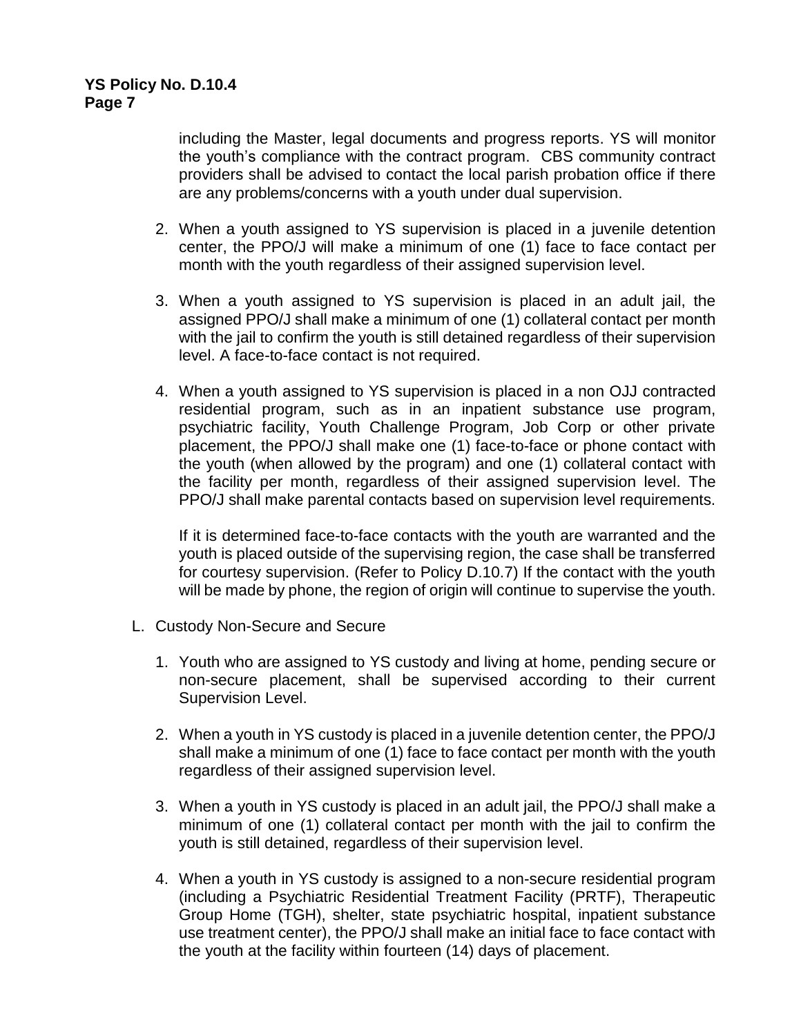including the Master, legal documents and progress reports. YS will monitor the youth's compliance with the contract program. CBS community contract providers shall be advised to contact the local parish probation office if there are any problems/concerns with a youth under dual supervision.

2. When a youth assigned to YS supervision is placed in a juvenile detention center, the PPO/J will make a minimum of one (1) face to face contact per month with the youth regardless of their assigned supervision level.

3. When a youth assigned to YS supervision is placed in an adult jail, the assigned PPO/J shall make a minimum of one (1) collateral contact per month with the jail to confirm the youth is still detained regardless of their supervision level. A face-to-face contact is not required.

4. When a youth assigned to YS supervision is placed in a non OJJ contracted residential program, such as in an inpatient substance use program, psychiatric facility, Youth Challenge Program, Job Corp or other private placement, the PPO/J shall make one (1) face-to-face or phone contact with the youth (when allowed by the program) and one (1) collateral contact with the facility per month, regardless of their assigned supervision level. The PPO/J shall make parental contacts based on supervision level requirements.

   If it is determined face-to-face contacts with the youth are warranted and the youth is placed outside of the supervising region, the case shall be transferred for courtesy supervision. (Refer to Policy D.10.7) If the contact with the youth will be made by phone, the region of origin will continue to supervise the youth.

L. Custody Non-Secure and Secure

1. Youth who are assigned to YS custody and living at home, pending secure or non-secure placement, shall be supervised according to their current Supervision Level.

2. When a youth in YS custody is placed in a juvenile detention center, the PPO/J shall make a minimum of one (1) face to face contact per month with the youth regardless of their assigned supervision level.

3. When a youth in YS custody is placed in an adult jail, the PPO/J shall make a minimum of one (1) collateral contact per month with the jail to confirm the youth is still detained, regardless of their supervision level.

4. When a youth in YS custody is assigned to a non-secure residential program (including a Psychiatric Residential Treatment Facility (PRTF), Therapeutic Group Home (TGH), shelter, state psychiatric hospital, inpatient substance use treatment center), the PPO/J shall make an initial face to face contact with the youth at the facility within fourteen (14) days of placement.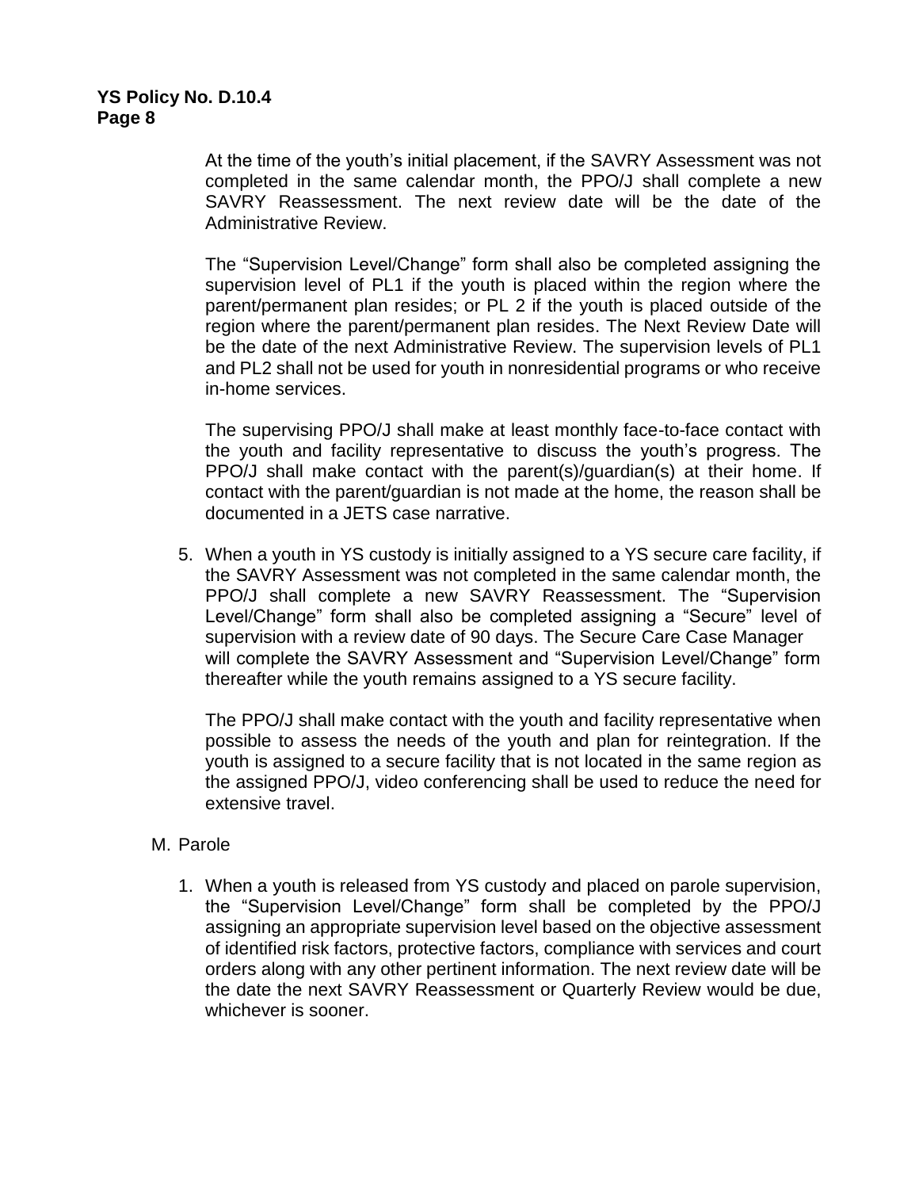At the time of the youth's initial placement, if the SAVRY Assessment was not completed in the same calendar month, the PPO/J shall complete a new SAVRY Reassessment. The next review date will be the date of the Administrative Review.

The "Supervision Level/Change" form shall also be completed assigning the supervision level of PL1 if the youth is placed within the region where the parent/permanent plan resides; or PL 2 if the youth is placed outside of the region where the parent/permanent plan resides. The Next Review Date will be the date of the next Administrative Review. The supervision levels of PL1 and PL2 shall not be used for youth in nonresidential programs or who receive in-home services.

The supervising PPO/J shall make at least monthly face-to-face contact with the youth and facility representative to discuss the youth's progress. The PPO/J shall make contact with the parent(s)/guardian(s) at their home. If contact with the parent/guardian is not made at the home, the reason shall be documented in a JETS case narrative.

5. When a youth in YS custody is initially assigned to a YS secure care facility, if the SAVRY Assessment was not completed in the same calendar month, the PPO/J shall complete a new SAVRY Reassessment. The "Supervision Level/Change" form shall also be completed assigning a "Secure" level of supervision with a review date of 90 days. The Secure Care Case Manager will complete the SAVRY Assessment and "Supervision Level/Change" form thereafter while the youth remains assigned to a YS secure facility.

   The PPO/J shall make contact with the youth and facility representative when possible to assess the needs of the youth and plan for reintegration. If the youth is assigned to a secure facility that is not located in the same region as the assigned PPO/J, video conferencing shall be used to reduce the need for extensive travel.

M. Parole

1. When a youth is released from YS custody and placed on parole supervision, the "Supervision Level/Change" form shall be completed by the PPO/J assigning an appropriate supervision level based on the objective assessment of identified risk factors, protective factors, compliance with services and court orders along with any other pertinent information. The next review date will be the date the next SAVRY Reassessment or Quarterly Review would be due, whichever is sooner.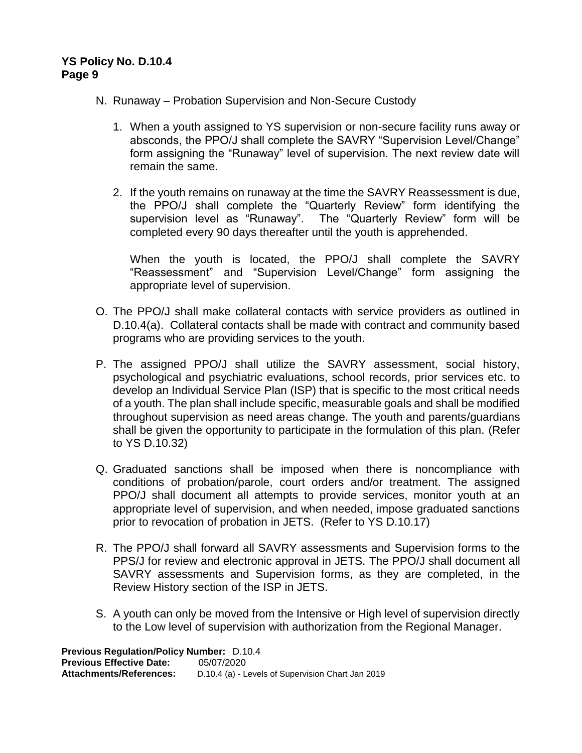N. Runaway – Probation Supervision and Non-Secure Custody

1. When a youth assigned to YS supervision or non-secure facility runs away or absconds, the PPO/J shall complete the SAVRY "Supervision Level/Change" form assigning the "Runaway" level of supervision. The next review date will remain the same.

2. If the youth remains on runaway at the time the SAVRY Reassessment is due, the PPO/J shall complete the "Quarterly Review" form identifying the supervision level as "Runaway". The "Quarterly Review" form will be completed every 90 days thereafter until the youth is apprehended.

   When the youth is located, the PPO/J shall complete the SAVRY "Reassessment" and "Supervision Level/Change" form assigning the appropriate level of supervision.

O. The PPO/J shall make collateral contacts with service providers as outlined in D.10.4(a). Collateral contacts shall be made with contract and community based programs who are providing services to the youth.

P. The assigned PPO/J shall utilize the SAVRY assessment, social history, psychological and psychiatric evaluations, school records, prior services etc. to develop an Individual Service Plan (ISP) that is specific to the most critical needs of a youth. The plan shall include specific, measurable goals and shall be modified throughout supervision as need areas change. The youth and parents/guardians shall be given the opportunity to participate in the formulation of this plan. (Refer to YS D.10.32)

Q. Graduated sanctions shall be imposed when there is noncompliance with conditions of probation/parole, court orders and/or treatment. The assigned PPO/J shall document all attempts to provide services, monitor youth at an appropriate level of supervision, and when needed, impose graduated sanctions prior to revocation of probation in JETS. (Refer to YS D.10.17)

R. The PPO/J shall forward all SAVRY assessments and Supervision forms to the PPS/J for review and electronic approval in JETS. The PPO/J shall document all SAVRY assessments and Supervision forms, as they are completed, in the Review History section of the ISP in JETS.

S. A youth can only be moved from the Intensive or High level of supervision directly to the Low level of supervision with authorization from the Regional Manager.

**Previous Regulation/Policy Number:** D.10.4
**Previous Effective Date:** 05/07/2020
**Attachments/References:** D.10.4 (a) - Levels of Supervision Chart Jan 2019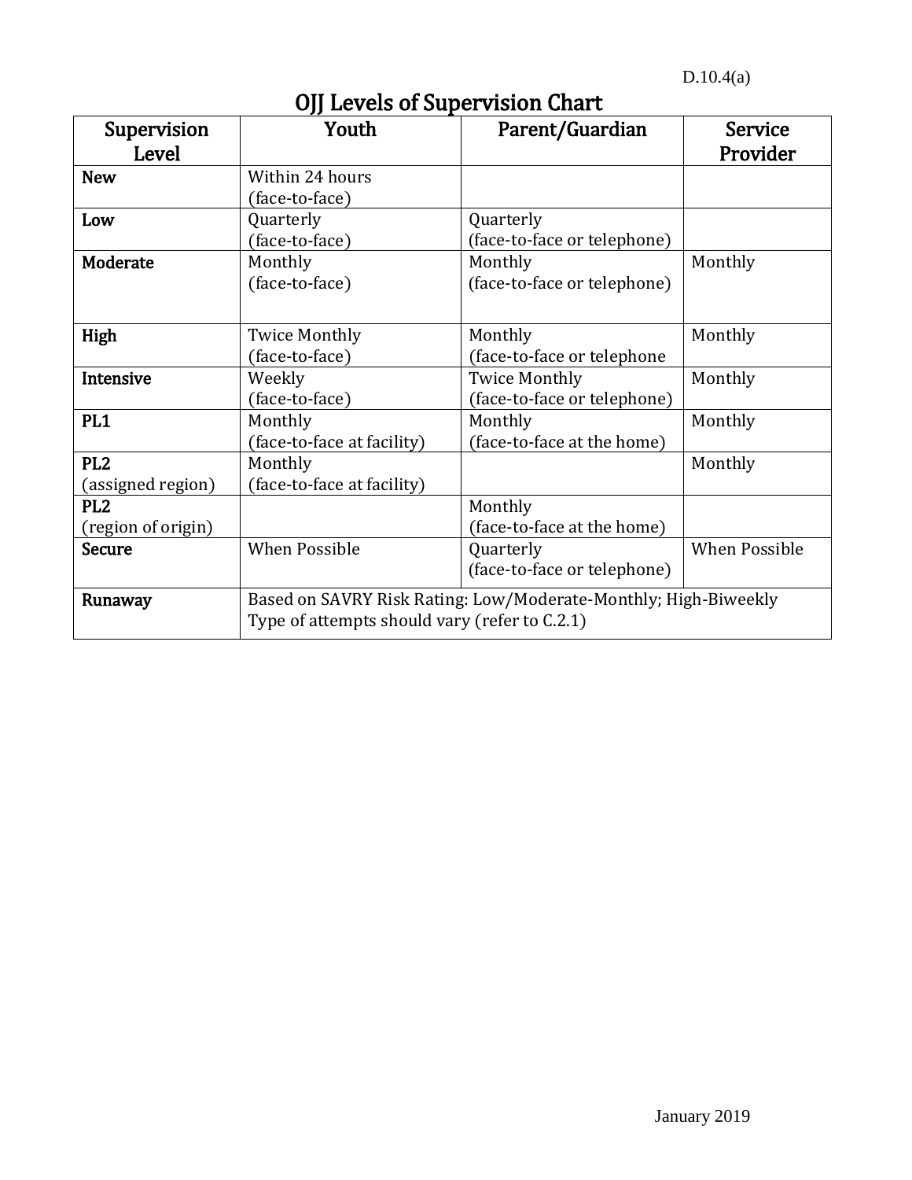D.10.4(a)

# OJJ Levels of Supervision Chart

| Supervision Level | Youth | Parent/Guardian | Service Provider |
|---|---|---|---|
| **New** | Within 24 hours (face-to-face) | | |
| **Low** | Quarterly (face-to-face) | Quarterly (face-to-face or telephone) | |
| **Moderate** | Monthly (face-to-face) | Monthly (face-to-face or telephone) | Monthly |
| **High** | Twice Monthly (face-to-face) | Monthly (face-to-face or telephone | Monthly |
| **Intensive** | Weekly (face-to-face) | Twice Monthly (face-to-face or telephone) | Monthly |
| **PL1** | Monthly (face-to-face at facility) | Monthly (face-to-face at the home) | Monthly |
| **PL2** (assigned region) | Monthly (face-to-face at facility) | | Monthly |
| **PL2** (region of origin) | | Monthly (face-to-face at the home) | |
| **Secure** | When Possible | Quarterly (face-to-face or telephone) | When Possible |
| **Runaway** | Based on SAVRY Risk Rating: Low/Moderate-Monthly; High-Biweekly Type of attempts should vary (refer to C.2.1) | | |

January 2019